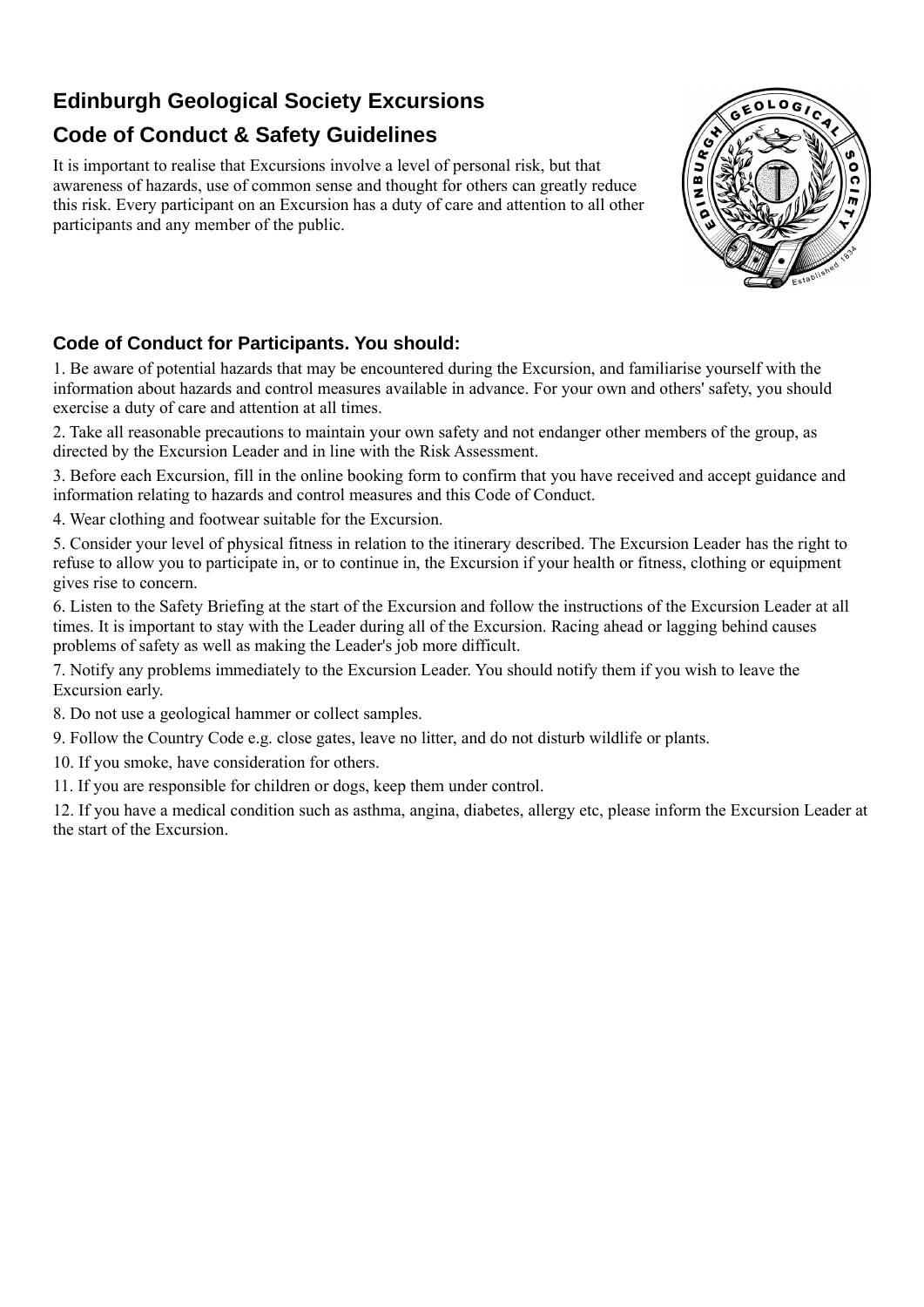# Edinburgh Geological Society Excursions

## Code of Conduct & Safety Guidelines

It is important to realise that Excursions involve a level of personal risk, but that awareness of hazards, use of common sense and thought for others can greatly reduce this risk. Every participant on an Excursion has a duty of care and attention to all other participants and any member of the public.

### Code of Conduct for Participants. You should:

1. Be aware of potential hazards that may be encountered during the Excursion, and familiarise yourself with the information about hazards and control measures available in advance. For your own and others' safety, you should exercise a duty of care and attention at all times.
2. Take all reasonable precautions to maintain your own safety and not endanger other members of the group, as directed by the Excursion Leader and in line with the Risk Assessment.
3. Before each Excursion, fill in the online booking form to confirm that you have received and accept guidance and information relating to hazards and control measures and this Code of Conduct.
4. Wear clothing and footwear suitable for the Excursion.
5. Consider your level of physical fitness in relation to the itinerary described. The Excursion Leader has the right to refuse to allow you to participate in, or to continue in, the Excursion if your health or fitness, clothing or equipment gives rise to concern.
6. Listen to the Safety Briefing at the start of the Excursion and follow the instructions of the Excursion Leader at all times. It is important to stay with the Leader during all of the Excursion. Racing ahead or lagging behind causes problems of safety as well as making the Leader's job more difficult.
7. Notify any problems immediately to the Excursion Leader. You should notify them if you wish to leave the Excursion early.
8. Do not use a geological hammer or collect samples.
9. Follow the Country Code e.g. close gates, leave no litter, and do not disturb wildlife or plants.
10. If you smoke, have consideration for others.
11. If you are responsible for children or dogs, keep them under control.
12. If you have a medical condition such as asthma, angina, diabetes, allergy etc, please inform the Excursion Leader at the start of the Excursion.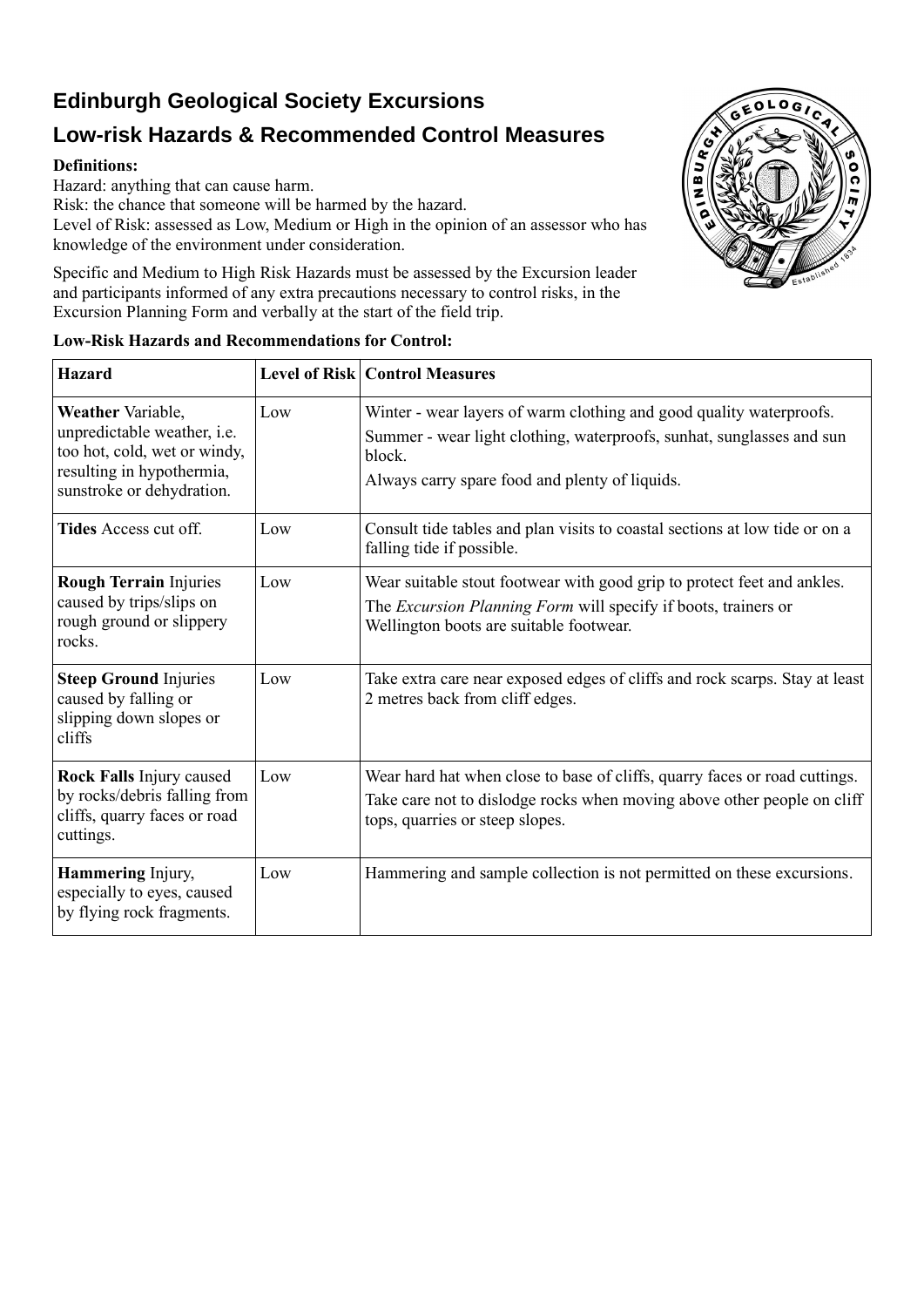# Edinburgh Geological Society Excursions

## Low-risk Hazards & Recommended Control Measures

**Definitions:**

Hazard: anything that can cause harm.
Risk: the chance that someone will be harmed by the hazard.
Level of Risk: assessed as Low, Medium or High in the opinion of an assessor who has knowledge of the environment under consideration.

Specific and Medium to High Risk Hazards must be assessed by the Excursion leader and participants informed of any extra precautions necessary to control risks, in the Excursion Planning Form and verbally at the start of the field trip.

**Low-Risk Hazards and Recommendations for Control:**

| Hazard | Level of Risk | Control Measures |
|---|---|---|
| **Weather** Variable, unpredictable weather, i.e. too hot, cold, wet or windy, resulting in hypothermia, sunstroke or dehydration. | Low | Winter - wear layers of warm clothing and good quality waterproofs. Summer - wear light clothing, waterproofs, sunhat, sunglasses and sun block. Always carry spare food and plenty of liquids. |
| **Tides** Access cut off. | Low | Consult tide tables and plan visits to coastal sections at low tide or on a falling tide if possible. |
| **Rough Terrain** Injuries caused by trips/slips on rough ground or slippery rocks. | Low | Wear suitable stout footwear with good grip to protect feet and ankles. The *Excursion Planning Form* will specify if boots, trainers or Wellington boots are suitable footwear. |
| **Steep Ground** Injuries caused by falling or slipping down slopes or cliffs | Low | Take extra care near exposed edges of cliffs and rock scarps. Stay at least 2 metres back from cliff edges. |
| **Rock Falls** Injury caused by rocks/debris falling from cliffs, quarry faces or road cuttings. | Low | Wear hard hat when close to base of cliffs, quarry faces or road cuttings. Take care not to dislodge rocks when moving above other people on cliff tops, quarries or steep slopes. |
| **Hammering** Injury, especially to eyes, caused by flying rock fragments. | Low | Hammering and sample collection is not permitted on these excursions. |